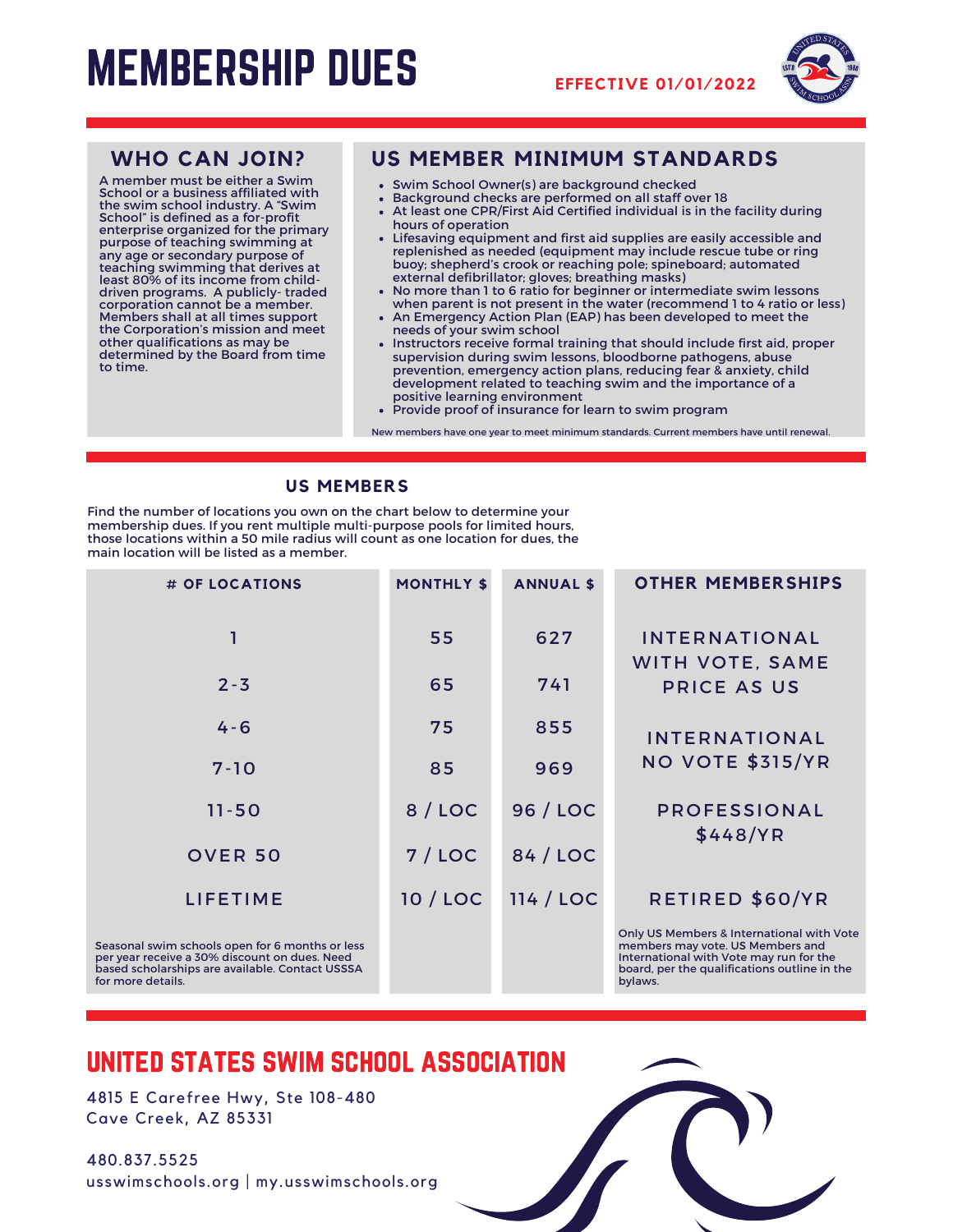# MEMBERSHIP DUES

**EFFECTIVE 01/01/2022**

## WHO CAN JOIN?

A member must be either a Swim School or a business affiliated with the swim school industry. A "Swim School" is defined as a for-profit enterprise organized for the primary purpose of teaching swimming at any age or secondary purpose of teaching swimming that derives at least 80% of its income from child-driven programs. A publicly- traded corporation cannot be a member. Members shall at all times support the Corporation's mission and meet other qualifications as may be determined by the Board from time to time.

## US MEMBER MINIMUM STANDARDS

- Swim School Owner(s) are background checked
- Background checks are performed on all staff over 18
- At least one CPR/First Aid Certified individual is in the facility during hours of operation
- Lifesaving equipment and first aid supplies are easily accessible and replenished as needed (equipment may include rescue tube or ring buoy; shepherd's crook or reaching pole; spineboard; automated external defibrillator; gloves; breathing masks)
- No more than 1 to 6 ratio for beginner or intermediate swim lessons when parent is not present in the water (recommend 1 to 4 ratio or less)
- An Emergency Action Plan (EAP) has been developed to meet the needs of your swim school
- Instructors receive formal training that should include first aid, proper supervision during swim lessons, bloodborne pathogens, abuse prevention, emergency action plans, reducing fear & anxiety, child development related to teaching swim and the importance of a positive learning environment
- Provide proof of insurance for learn to swim program

New members have one year to meet minimum standards. Current members have until renewal.

## US MEMBERS

Find the number of locations you own on the chart below to determine your membership dues. If you rent multiple multi-purpose pools for limited hours, those locations within a 50 mile radius will count as one location for dues, the main location will be listed as a member.

| # OF LOCATIONS | MONTHLY $ | ANNUAL $ |
|---|---|---|
| 1 | 55 | 627 |
| 2-3 | 65 | 741 |
| 4-6 | 75 | 855 |
| 7-10 | 85 | 969 |
| 11-50 | 8 / LOC | 96 / LOC |
| OVER 50 | 7 / LOC | 84 / LOC |
| LIFETIME | 10 / LOC | 114 / LOC |

Seasonal swim schools open for 6 months or less per year receive a 30% discount on dues. Need based scholarships are available. Contact USSSA for more details.

### OTHER MEMBERSHIPS

- INTERNATIONAL WITH VOTE, SAME PRICE AS US
- INTERNATIONAL NO VOTE $315/YR
- PROFESSIONAL $448/YR
- RETIRED $60/YR

Only US Members & International with Vote members may vote. US Members and International with Vote may run for the board, per the qualifications outline in the bylaws.

## UNITED STATES SWIM SCHOOL ASSOCIATION

4815 E Carefree Hwy, Ste 108-480
Cave Creek, AZ 85331

480.837.5525
usswimschools.org | my.usswimschools.org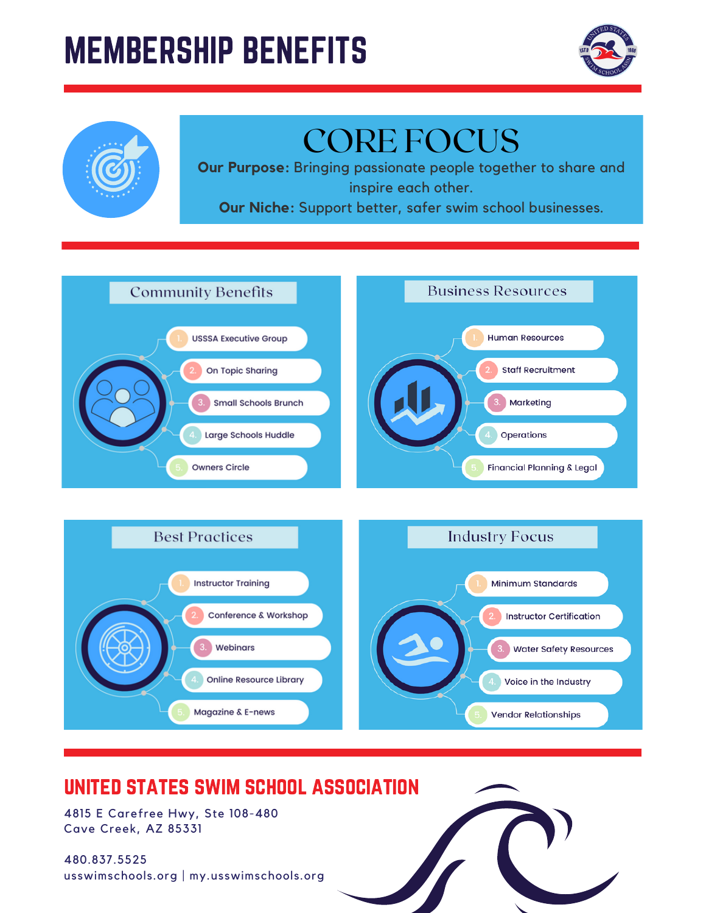# MEMBERSHIP BENEFITS

## CORE FOCUS

**Our Purpose:** Bringing passionate people together to share and inspire each other.

**Our Niche:** Support better, safer swim school businesses.

### Community Benefits

1. USSSA Executive Group
2. On Topic Sharing
3. Small Schools Brunch
4. Large Schools Huddle
5. Owners Circle

### Business Resources

1. Human Resources
2. Staff Recruitment
3. Marketing
4. Operations
5. Financial Planning & Legal

### Best Practices

1. Instructor Training
2. Conference & Workshop
3. Webinars
4. Online Resource Library
5. Magazine & E-news

### Industry Focus

1. Minimum Standards
2. Instructor Certification
3. Water Safety Resources
4. Voice in the Industry
5. Vendor Relationships

## UNITED STATES SWIM SCHOOL ASSOCIATION

4815 E Carefree Hwy, Ste 108-480
Cave Creek, AZ 85331

480.837.5525
usswimschools.org | my.usswimschools.org